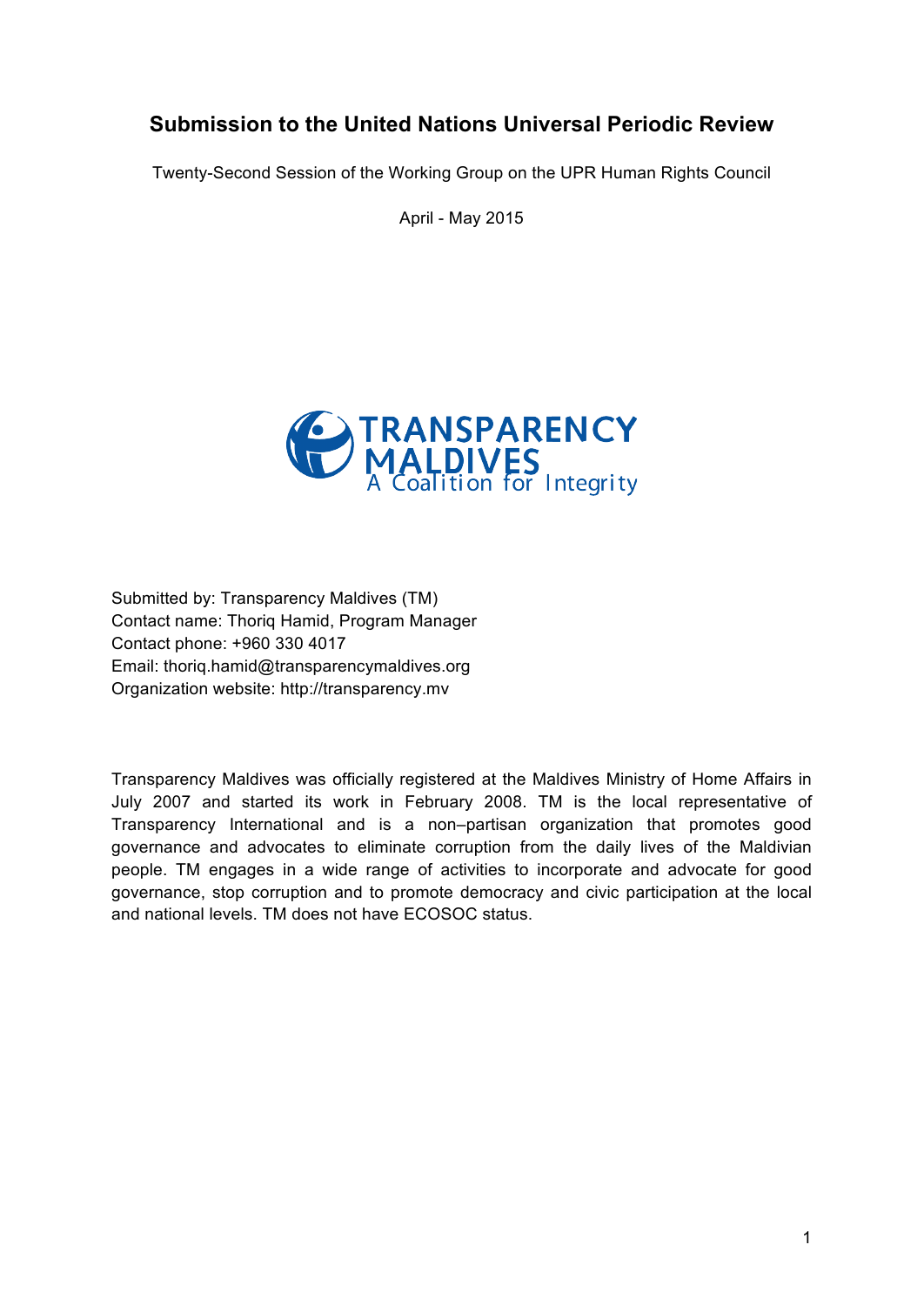# Submission to the United Nations Universal Periodic Review

Twenty-Second Session of the Working Group on the UPR Human Rights Council

April - May 2015

TRANSPARENCY MALDIVES
A Coalition for Integrity

Submitted by: Transparency Maldives (TM)
Contact name: Thoriq Hamid, Program Manager
Contact phone: +960 330 4017
Email: thoriq.hamid@transparencymaldives.org
Organization website: http://transparency.mv

Transparency Maldives was officially registered at the Maldives Ministry of Home Affairs in July 2007 and started its work in February 2008. TM is the local representative of Transparency International and is a non–partisan organization that promotes good governance and advocates to eliminate corruption from the daily lives of the Maldivian people. TM engages in a wide range of activities to incorporate and advocate for good governance, stop corruption and to promote democracy and civic participation at the local and national levels. TM does not have ECOSOC status.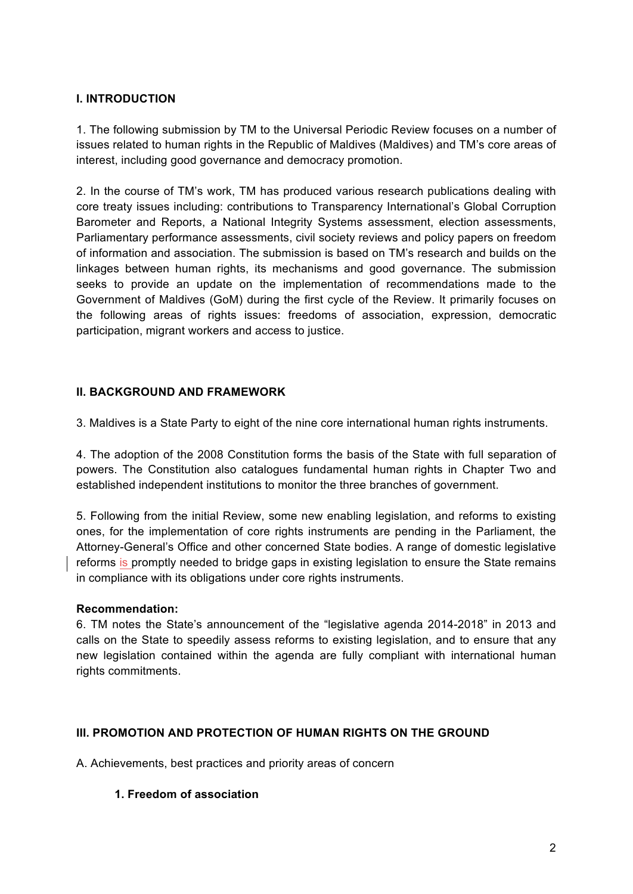## I. INTRODUCTION

1. The following submission by TM to the Universal Periodic Review focuses on a number of issues related to human rights in the Republic of Maldives (Maldives) and TM's core areas of interest, including good governance and democracy promotion.

2. In the course of TM's work, TM has produced various research publications dealing with core treaty issues including: contributions to Transparency International's Global Corruption Barometer and Reports, a National Integrity Systems assessment, election assessments, Parliamentary performance assessments, civil society reviews and policy papers on freedom of information and association. The submission is based on TM's research and builds on the linkages between human rights, its mechanisms and good governance. The submission seeks to provide an update on the implementation of recommendations made to the Government of Maldives (GoM) during the first cycle of the Review. It primarily focuses on the following areas of rights issues: freedoms of association, expression, democratic participation, migrant workers and access to justice.

## II. BACKGROUND AND FRAMEWORK

3. Maldives is a State Party to eight of the nine core international human rights instruments.

4. The adoption of the 2008 Constitution forms the basis of the State with full separation of powers. The Constitution also catalogues fundamental human rights in Chapter Two and established independent institutions to monitor the three branches of government.

5. Following from the initial Review, some new enabling legislation, and reforms to existing ones, for the implementation of core rights instruments are pending in the Parliament, the Attorney-General's Office and other concerned State bodies. A range of domestic legislative reforms is promptly needed to bridge gaps in existing legislation to ensure the State remains in compliance with its obligations under core rights instruments.

**Recommendation:**

6. TM notes the State's announcement of the "legislative agenda 2014-2018" in 2013 and calls on the State to speedily assess reforms to existing legislation, and to ensure that any new legislation contained within the agenda are fully compliant with international human rights commitments.

## III. PROMOTION AND PROTECTION OF HUMAN RIGHTS ON THE GROUND

A. Achievements, best practices and priority areas of concern

### 1. Freedom of association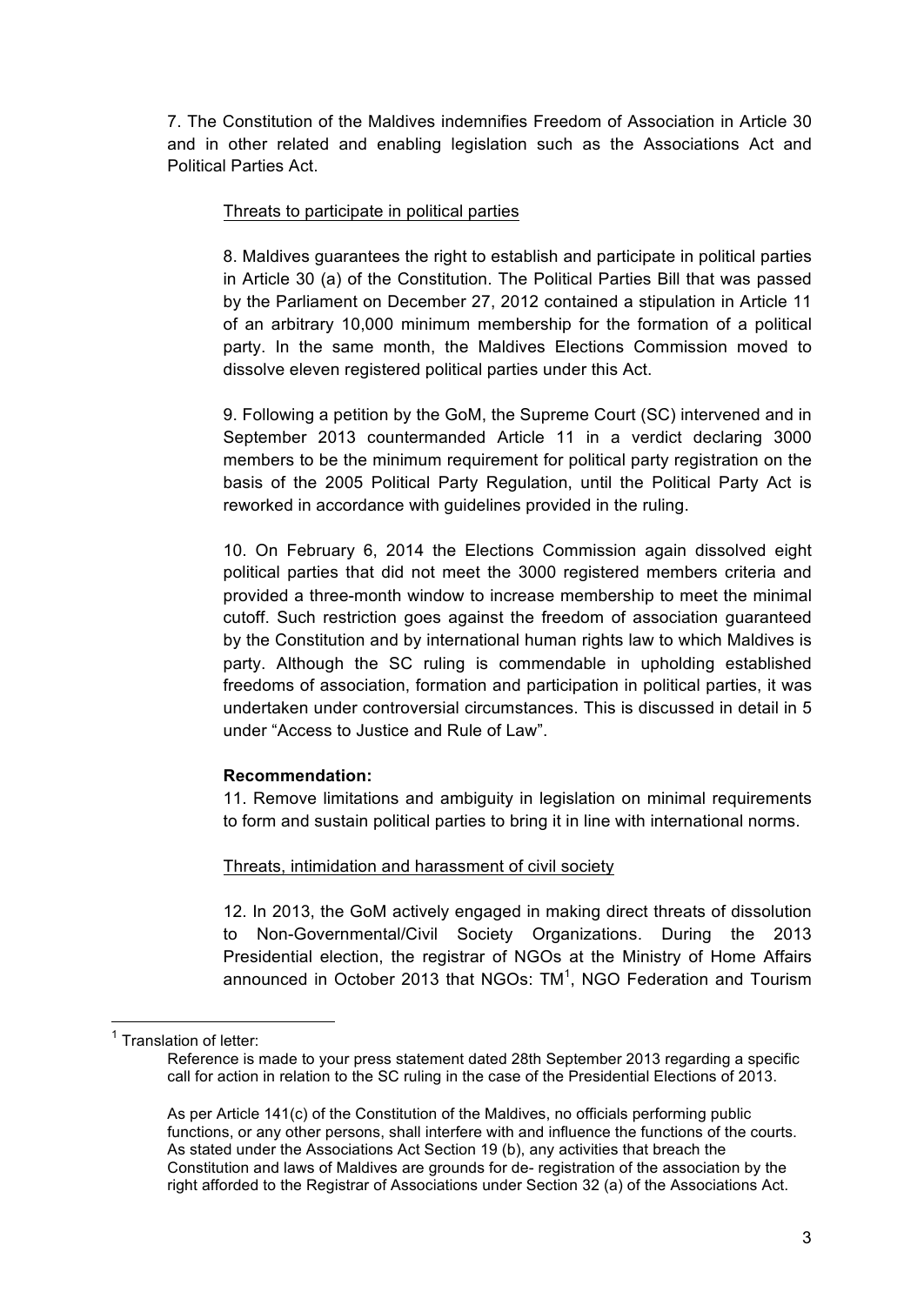7. The Constitution of the Maldives indemnifies Freedom of Association in Article 30 and in other related and enabling legislation such as the Associations Act and Political Parties Act.

Threats to participate in political parties

8. Maldives guarantees the right to establish and participate in political parties in Article 30 (a) of the Constitution. The Political Parties Bill that was passed by the Parliament on December 27, 2012 contained a stipulation in Article 11 of an arbitrary 10,000 minimum membership for the formation of a political party. In the same month, the Maldives Elections Commission moved to dissolve eleven registered political parties under this Act.

9. Following a petition by the GoM, the Supreme Court (SC) intervened and in September 2013 countermanded Article 11 in a verdict declaring 3000 members to be the minimum requirement for political party registration on the basis of the 2005 Political Party Regulation, until the Political Party Act is reworked in accordance with guidelines provided in the ruling.

10. On February 6, 2014 the Elections Commission again dissolved eight political parties that did not meet the 3000 registered members criteria and provided a three-month window to increase membership to meet the minimal cutoff. Such restriction goes against the freedom of association guaranteed by the Constitution and by international human rights law to which Maldives is party. Although the SC ruling is commendable in upholding established freedoms of association, formation and participation in political parties, it was undertaken under controversial circumstances. This is discussed in detail in 5 under "Access to Justice and Rule of Law".

**Recommendation:**

11. Remove limitations and ambiguity in legislation on minimal requirements to form and sustain political parties to bring it in line with international norms.

Threats, intimidation and harassment of civil society

12. In 2013, the GoM actively engaged in making direct threats of dissolution to Non-Governmental/Civil Society Organizations. During the 2013 Presidential election, the registrar of NGOs at the Ministry of Home Affairs announced in October 2013 that NGOs: TM[1], NGO Federation and Tourism

[1] Translation of letter:

Reference is made to your press statement dated 28th September 2013 regarding a specific call for action in relation to the SC ruling in the case of the Presidential Elections of 2013.

As per Article 141(c) of the Constitution of the Maldives, no officials performing public functions, or any other persons, shall interfere with and influence the functions of the courts. As stated under the Associations Act Section 19 (b), any activities that breach the Constitution and laws of Maldives are grounds for de- registration of the association by the right afforded to the Registrar of Associations under Section 32 (a) of the Associations Act.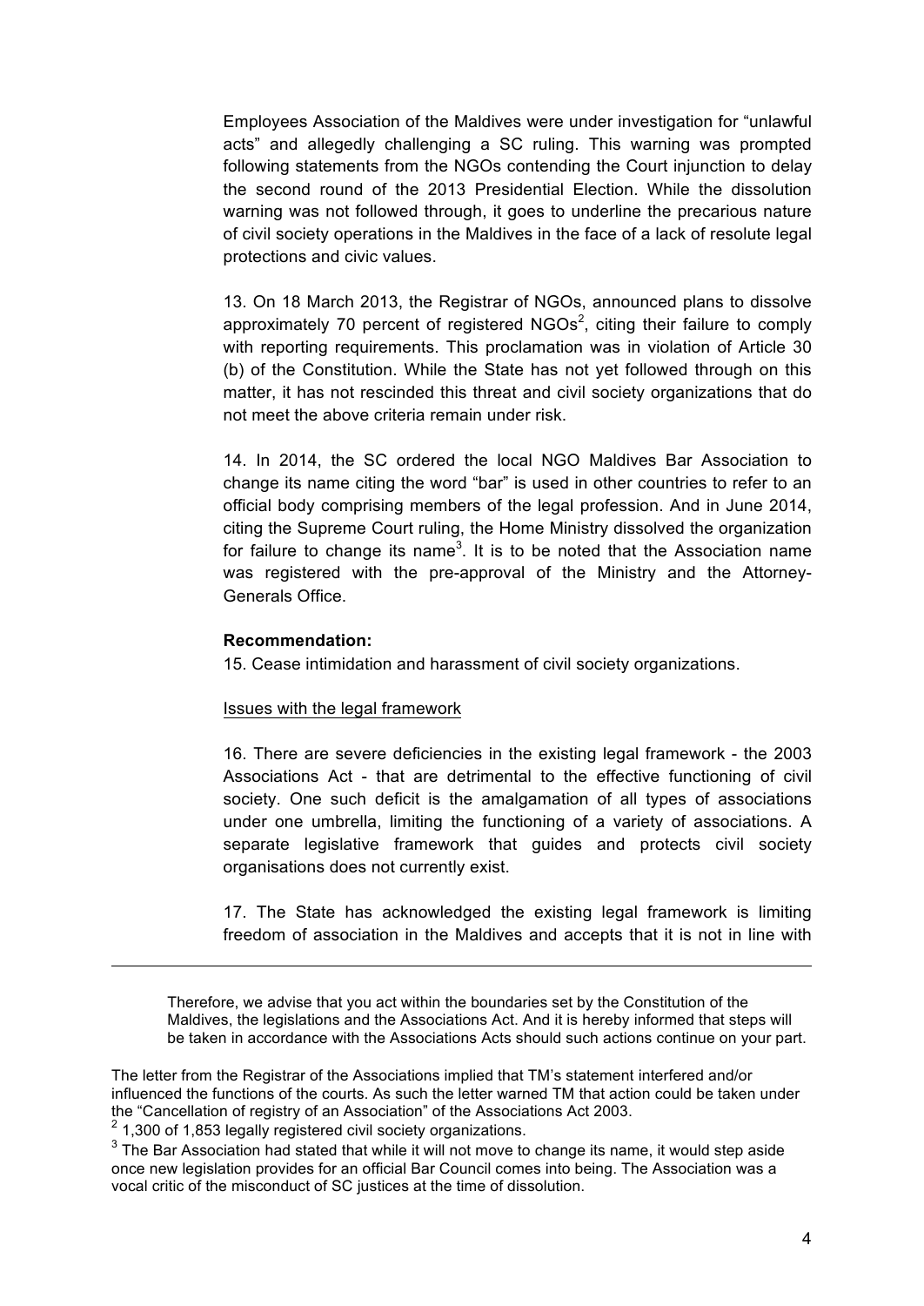Employees Association of the Maldives were under investigation for "unlawful acts" and allegedly challenging a SC ruling. This warning was prompted following statements from the NGOs contending the Court injunction to delay the second round of the 2013 Presidential Election. While the dissolution warning was not followed through, it goes to underline the precarious nature of civil society operations in the Maldives in the face of a lack of resolute legal protections and civic values.

13. On 18 March 2013, the Registrar of NGOs, announced plans to dissolve approximately 70 percent of registered NGOs[2], citing their failure to comply with reporting requirements. This proclamation was in violation of Article 30 (b) of the Constitution. While the State has not yet followed through on this matter, it has not rescinded this threat and civil society organizations that do not meet the above criteria remain under risk.

14. In 2014, the SC ordered the local NGO Maldives Bar Association to change its name citing the word "bar" is used in other countries to refer to an official body comprising members of the legal profession. And in June 2014, citing the Supreme Court ruling, the Home Ministry dissolved the organization for failure to change its name[3]. It is to be noted that the Association name was registered with the pre-approval of the Ministry and the Attorney-Generals Office.

**Recommendation:**

15. Cease intimidation and harassment of civil society organizations.

Issues with the legal framework

16. There are severe deficiencies in the existing legal framework - the 2003 Associations Act - that are detrimental to the effective functioning of civil society. One such deficit is the amalgamation of all types of associations under one umbrella, limiting the functioning of a variety of associations. A separate legislative framework that guides and protects civil society organisations does not currently exist.

17. The State has acknowledged the existing legal framework is limiting freedom of association in the Maldives and accepts that it is not in line with

---

> Therefore, we advise that you act within the boundaries set by the Constitution of the Maldives, the legislations and the Associations Act. And it is hereby informed that steps will be taken in accordance with the Associations Acts should such actions continue on your part.

The letter from the Registrar of the Associations implied that TM's statement interfered and/or influenced the functions of the courts. As such the letter warned TM that action could be taken under the "Cancellation of registry of an Association" of the Associations Act 2003.

[2] 1,300 of 1,853 legally registered civil society organizations.

[3] The Bar Association had stated that while it will not move to change its name, it would step aside once new legislation provides for an official Bar Council comes into being. The Association was a vocal critic of the misconduct of SC justices at the time of dissolution.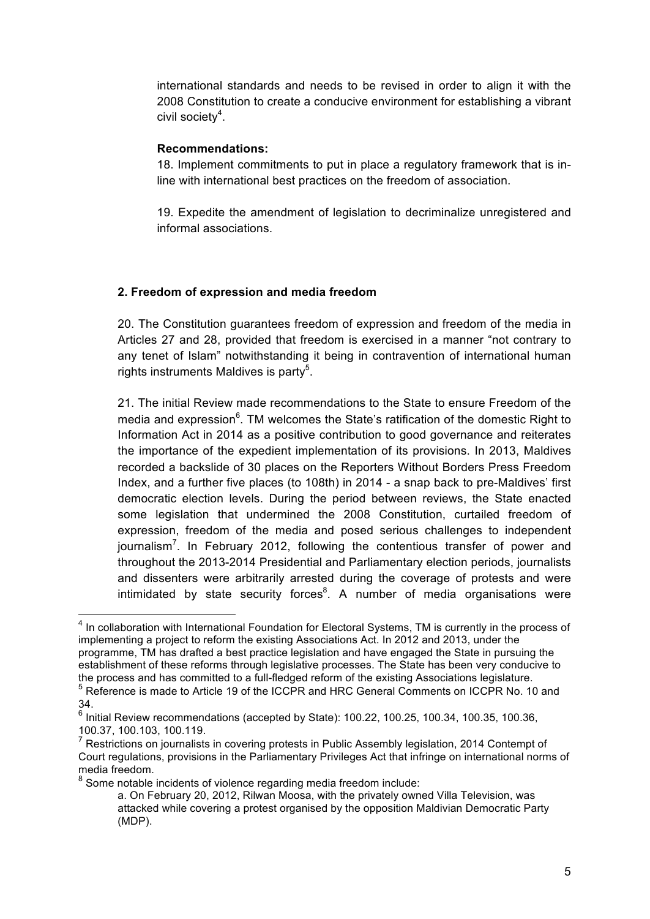international standards and needs to be revised in order to align it with the 2008 Constitution to create a conducive environment for establishing a vibrant civil society[4].

**Recommendations:**

18. Implement commitments to put in place a regulatory framework that is in-line with international best practices on the freedom of association.

19. Expedite the amendment of legislation to decriminalize unregistered and informal associations.

### 2. Freedom of expression and media freedom

20. The Constitution guarantees freedom of expression and freedom of the media in Articles 27 and 28, provided that freedom is exercised in a manner "not contrary to any tenet of Islam" notwithstanding it being in contravention of international human rights instruments Maldives is party[5].

21. The initial Review made recommendations to the State to ensure Freedom of the media and expression[6]. TM welcomes the State's ratification of the domestic Right to Information Act in 2014 as a positive contribution to good governance and reiterates the importance of the expedient implementation of its provisions. In 2013, Maldives recorded a backslide of 30 places on the Reporters Without Borders Press Freedom Index, and a further five places (to 108th) in 2014 - a snap back to pre-Maldives' first democratic election levels. During the period between reviews, the State enacted some legislation that undermined the 2008 Constitution, curtailed freedom of expression, freedom of the media and posed serious challenges to independent journalism[7]. In February 2012, following the contentious transfer of power and throughout the 2013-2014 Presidential and Parliamentary election periods, journalists and dissenters were arbitrarily arrested during the coverage of protests and were intimidated by state security forces[8]. A number of media organisations were

---

[4] In collaboration with International Foundation for Electoral Systems, TM is currently in the process of implementing a project to reform the existing Associations Act. In 2012 and 2013, under the programme, TM has drafted a best practice legislation and have engaged the State in pursuing the establishment of these reforms through legislative processes. The State has been very conducive to the process and has committed to a full-fledged reform of the existing Associations legislature.

[5] Reference is made to Article 19 of the ICCPR and HRC General Comments on ICCPR No. 10 and 34.

[6] Initial Review recommendations (accepted by State): 100.22, 100.25, 100.34, 100.35, 100.36, 100.37, 100.103, 100.119.

[7] Restrictions on journalists in covering protests in Public Assembly legislation, 2014 Contempt of Court regulations, provisions in the Parliamentary Privileges Act that infringe on international norms of media freedom.

[8] Some notable incidents of violence regarding media freedom include:

a. On February 20, 2012, Rilwan Moosa, with the privately owned Villa Television, was attacked while covering a protest organised by the opposition Maldivian Democratic Party (MDP).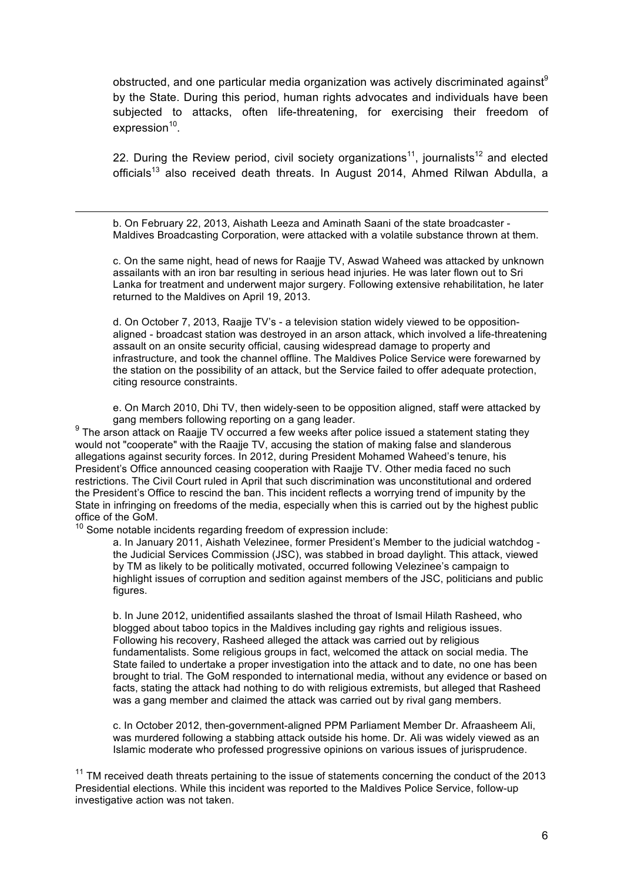obstructed, and one particular media organization was actively discriminated against[9] by the State. During this period, human rights advocates and individuals have been subjected to attacks, often life-threatening, for exercising their freedom of expression[10].

22. During the Review period, civil society organizations[11], journalists[12] and elected officials[13] also received death threats. In August 2014, Ahmed Rilwan Abdulla, a

---

b. On February 22, 2013, Aishath Leeza and Aminath Saani of the state broadcaster - Maldives Broadcasting Corporation, were attacked with a volatile substance thrown at them.

c. On the same night, head of news for Raajje TV, Aswad Waheed was attacked by unknown assailants with an iron bar resulting in serious head injuries. He was later flown out to Sri Lanka for treatment and underwent major surgery. Following extensive rehabilitation, he later returned to the Maldives on April 19, 2013.

d. On October 7, 2013, Raajje TV's - a television station widely viewed to be opposition-aligned - broadcast station was destroyed in an arson attack, which involved a life-threatening assault on an onsite security official, causing widespread damage to property and infrastructure, and took the channel offline. The Maldives Police Service were forewarned by the station on the possibility of an attack, but the Service failed to offer adequate protection, citing resource constraints.

e. On March 2010, Dhi TV, then widely-seen to be opposition aligned, staff were attacked by gang members following reporting on a gang leader.

[9] The arson attack on Raajje TV occurred a few weeks after police issued a statement stating they would not "cooperate" with the Raajje TV, accusing the station of making false and slanderous allegations against security forces. In 2012, during President Mohamed Waheed's tenure, his President's Office announced ceasing cooperation with Raajje TV. Other media faced no such restrictions. The Civil Court ruled in April that such discrimination was unconstitutional and ordered the President's Office to rescind the ban. This incident reflects a worrying trend of impunity by the State in infringing on freedoms of the media, especially when this is carried out by the highest public office of the GoM.

[10] Some notable incidents regarding freedom of expression include:

a. In January 2011, Aishath Velezinee, former President's Member to the judicial watchdog - the Judicial Services Commission (JSC), was stabbed in broad daylight. This attack, viewed by TM as likely to be politically motivated, occurred following Velezinee's campaign to highlight issues of corruption and sedition against members of the JSC, politicians and public figures.

b. In June 2012, unidentified assailants slashed the throat of Ismail Hilath Rasheed, who blogged about taboo topics in the Maldives including gay rights and religious issues. Following his recovery, Rasheed alleged the attack was carried out by religious fundamentalists. Some religious groups in fact, welcomed the attack on social media. The State failed to undertake a proper investigation into the attack and to date, no one has been brought to trial. The GoM responded to international media, without any evidence or based on facts, stating the attack had nothing to do with religious extremists, but alleged that Rasheed was a gang member and claimed the attack was carried out by rival gang members.

c. In October 2012, then-government-aligned PPM Parliament Member Dr. Afraasheem Ali, was murdered following a stabbing attack outside his home. Dr. Ali was widely viewed as an Islamic moderate who professed progressive opinions on various issues of jurisprudence.

[11] TM received death threats pertaining to the issue of statements concerning the conduct of the 2013 Presidential elections. While this incident was reported to the Maldives Police Service, follow-up investigative action was not taken.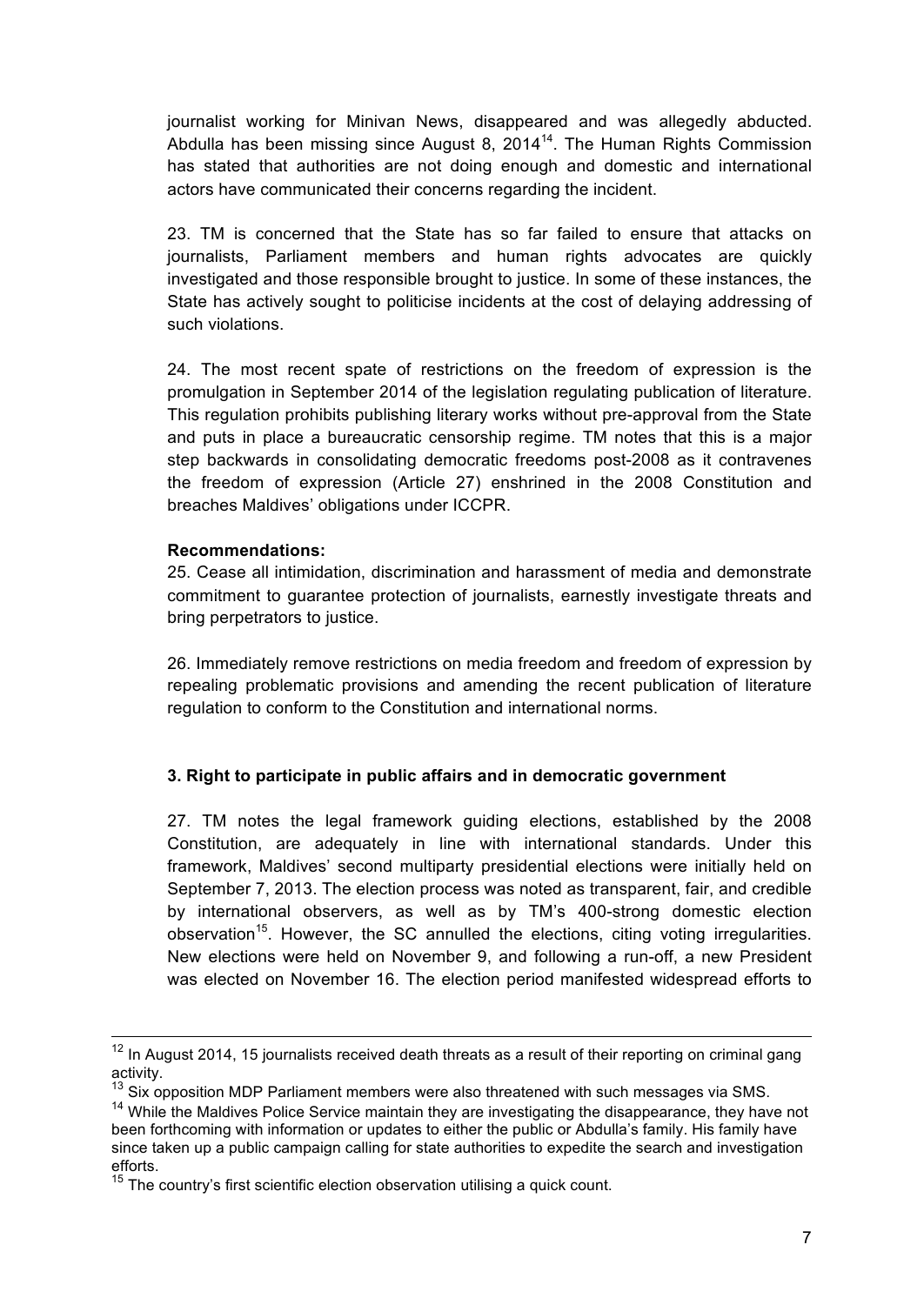journalist working for Minivan News, disappeared and was allegedly abducted. Abdulla has been missing since August 8, 2014[14]. The Human Rights Commission has stated that authorities are not doing enough and domestic and international actors have communicated their concerns regarding the incident.

23. TM is concerned that the State has so far failed to ensure that attacks on journalists, Parliament members and human rights advocates are quickly investigated and those responsible brought to justice. In some of these instances, the State has actively sought to politicise incidents at the cost of delaying addressing of such violations.

24. The most recent spate of restrictions on the freedom of expression is the promulgation in September 2014 of the legislation regulating publication of literature. This regulation prohibits publishing literary works without pre-approval from the State and puts in place a bureaucratic censorship regime. TM notes that this is a major step backwards in consolidating democratic freedoms post-2008 as it contravenes the freedom of expression (Article 27) enshrined in the 2008 Constitution and breaches Maldives' obligations under ICCPR.

**Recommendations:**

25. Cease all intimidation, discrimination and harassment of media and demonstrate commitment to guarantee protection of journalists, earnestly investigate threats and bring perpetrators to justice.

26. Immediately remove restrictions on media freedom and freedom of expression by repealing problematic provisions and amending the recent publication of literature regulation to conform to the Constitution and international norms.

### 3. Right to participate in public affairs and in democratic government

27. TM notes the legal framework guiding elections, established by the 2008 Constitution, are adequately in line with international standards. Under this framework, Maldives' second multiparty presidential elections were initially held on September 7, 2013. The election process was noted as transparent, fair, and credible by international observers, as well as by TM's 400-strong domestic election observation[15]. However, the SC annulled the elections, citing voting irregularities. New elections were held on November 9, and following a run-off, a new President was elected on November 16. The election period manifested widespread efforts to

---

[12] In August 2014, 15 journalists received death threats as a result of their reporting on criminal gang activity.

[13] Six opposition MDP Parliament members were also threatened with such messages via SMS.

[14] While the Maldives Police Service maintain they are investigating the disappearance, they have not been forthcoming with information or updates to either the public or Abdulla's family. His family have since taken up a public campaign calling for state authorities to expedite the search and investigation efforts.

[15] The country's first scientific election observation utilising a quick count.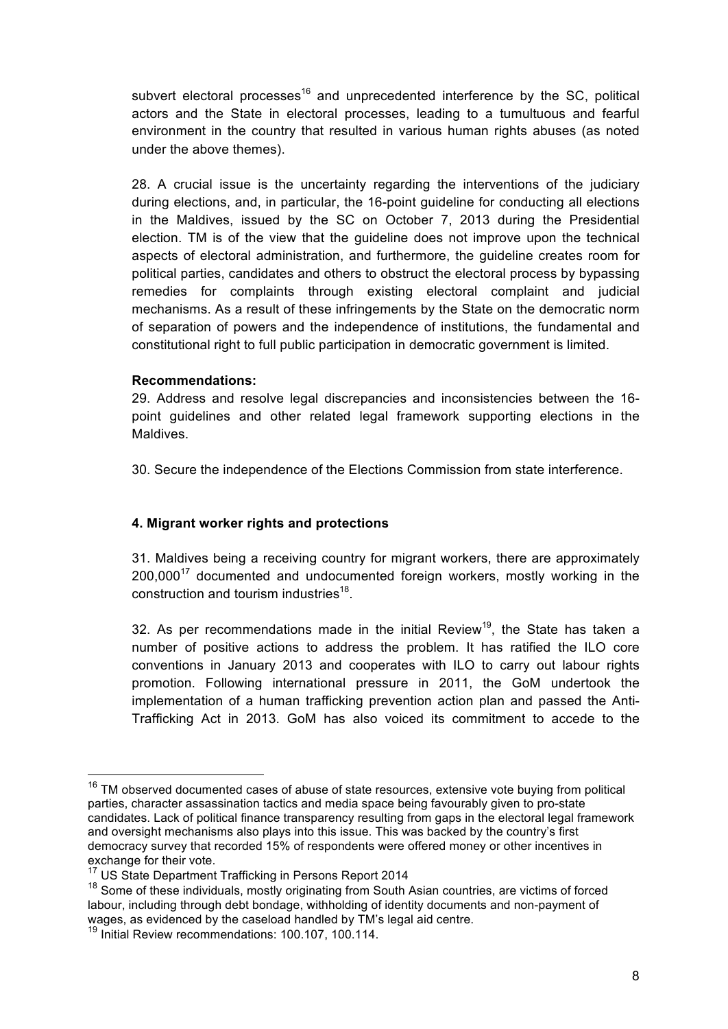subvert electoral processes[16] and unprecedented interference by the SC, political actors and the State in electoral processes, leading to a tumultuous and fearful environment in the country that resulted in various human rights abuses (as noted under the above themes).

28. A crucial issue is the uncertainty regarding the interventions of the judiciary during elections, and, in particular, the 16-point guideline for conducting all elections in the Maldives, issued by the SC on October 7, 2013 during the Presidential election. TM is of the view that the guideline does not improve upon the technical aspects of electoral administration, and furthermore, the guideline creates room for political parties, candidates and others to obstruct the electoral process by bypassing remedies for complaints through existing electoral complaint and judicial mechanisms. As a result of these infringements by the State on the democratic norm of separation of powers and the independence of institutions, the fundamental and constitutional right to full public participation in democratic government is limited.

**Recommendations:**

29. Address and resolve legal discrepancies and inconsistencies between the 16-point guidelines and other related legal framework supporting elections in the Maldives.

30. Secure the independence of the Elections Commission from state interference.

### 4. Migrant worker rights and protections

31. Maldives being a receiving country for migrant workers, there are approximately 200,000[17] documented and undocumented foreign workers, mostly working in the construction and tourism industries[18].

32. As per recommendations made in the initial Review[19], the State has taken a number of positive actions to address the problem. It has ratified the ILO core conventions in January 2013 and cooperates with ILO to carry out labour rights promotion. Following international pressure in 2011, the GoM undertook the implementation of a human trafficking prevention action plan and passed the Anti-Trafficking Act in 2013. GoM has also voiced its commitment to accede to the

---

[16] TM observed documented cases of abuse of state resources, extensive vote buying from political parties, character assassination tactics and media space being favourably given to pro-state candidates. Lack of political finance transparency resulting from gaps in the electoral legal framework and oversight mechanisms also plays into this issue. This was backed by the country's first democracy survey that recorded 15% of respondents were offered money or other incentives in exchange for their vote.

[17] US State Department Trafficking in Persons Report 2014

[18] Some of these individuals, mostly originating from South Asian countries, are victims of forced labour, including through debt bondage, withholding of identity documents and non-payment of wages, as evidenced by the caseload handled by TM's legal aid centre.

[19] Initial Review recommendations: 100.107, 100.114.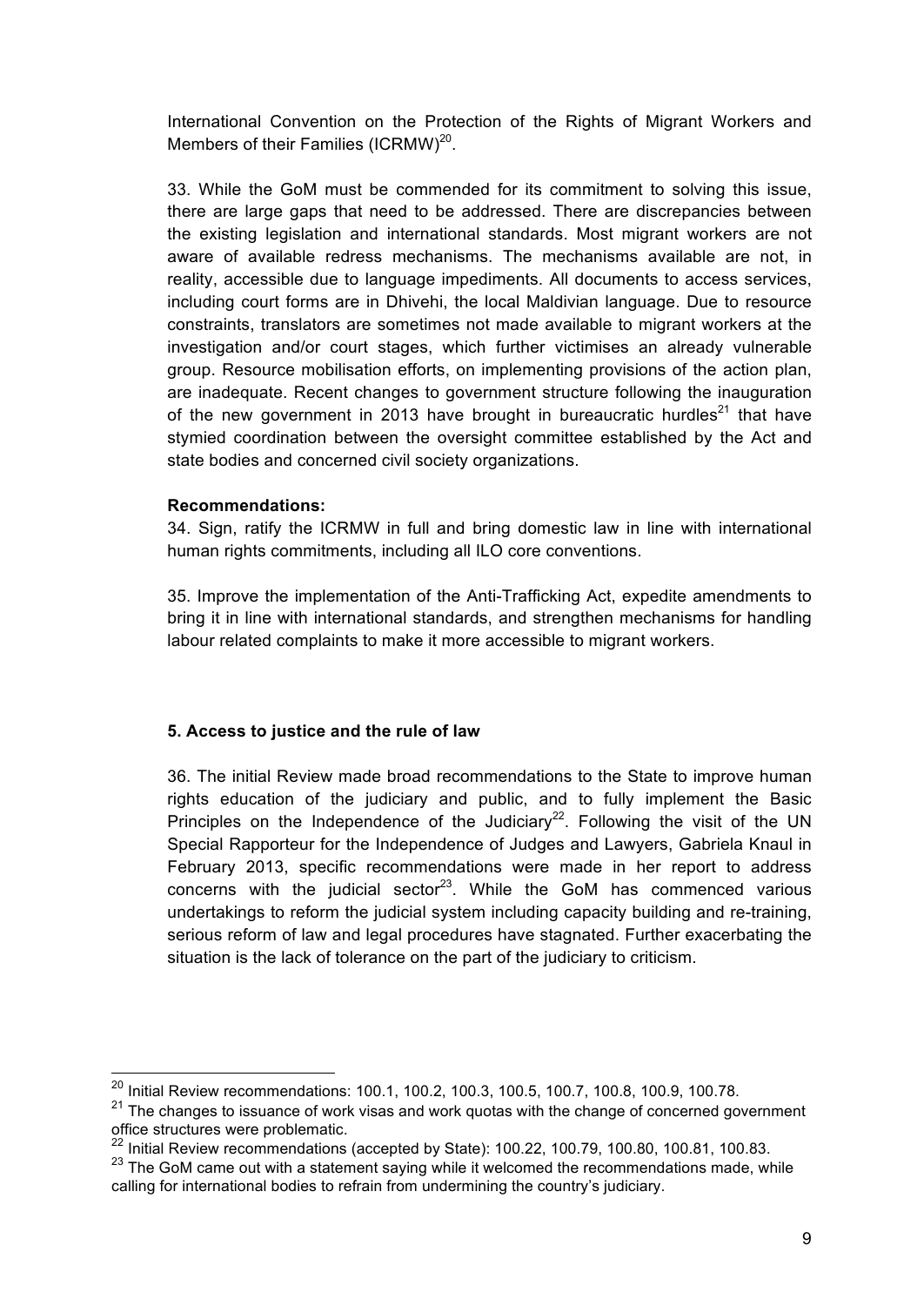International Convention on the Protection of the Rights of Migrant Workers and Members of their Families (ICRMW)[20].

33. While the GoM must be commended for its commitment to solving this issue, there are large gaps that need to be addressed. There are discrepancies between the existing legislation and international standards. Most migrant workers are not aware of available redress mechanisms. The mechanisms available are not, in reality, accessible due to language impediments. All documents to access services, including court forms are in Dhivehi, the local Maldivian language. Due to resource constraints, translators are sometimes not made available to migrant workers at the investigation and/or court stages, which further victimises an already vulnerable group. Resource mobilisation efforts, on implementing provisions of the action plan, are inadequate. Recent changes to government structure following the inauguration of the new government in 2013 have brought in bureaucratic hurdles[21] that have stymied coordination between the oversight committee established by the Act and state bodies and concerned civil society organizations.

**Recommendations:**

34. Sign, ratify the ICRMW in full and bring domestic law in line with international human rights commitments, including all ILO core conventions.

35. Improve the implementation of the Anti-Trafficking Act, expedite amendments to bring it in line with international standards, and strengthen mechanisms for handling labour related complaints to make it more accessible to migrant workers.

### 5. Access to justice and the rule of law

36. The initial Review made broad recommendations to the State to improve human rights education of the judiciary and public, and to fully implement the Basic Principles on the Independence of the Judiciary[22]. Following the visit of the UN Special Rapporteur for the Independence of Judges and Lawyers, Gabriela Knaul in February 2013, specific recommendations were made in her report to address concerns with the judicial sector[23]. While the GoM has commenced various undertakings to reform the judicial system including capacity building and re-training, serious reform of law and legal procedures have stagnated. Further exacerbating the situation is the lack of tolerance on the part of the judiciary to criticism.

---

[20] Initial Review recommendations: 100.1, 100.2, 100.3, 100.5, 100.7, 100.8, 100.9, 100.78.

[21] The changes to issuance of work visas and work quotas with the change of concerned government office structures were problematic.

[22] Initial Review recommendations (accepted by State): 100.22, 100.79, 100.80, 100.81, 100.83.

[23] The GoM came out with a statement saying while it welcomed the recommendations made, while calling for international bodies to refrain from undermining the country's judiciary.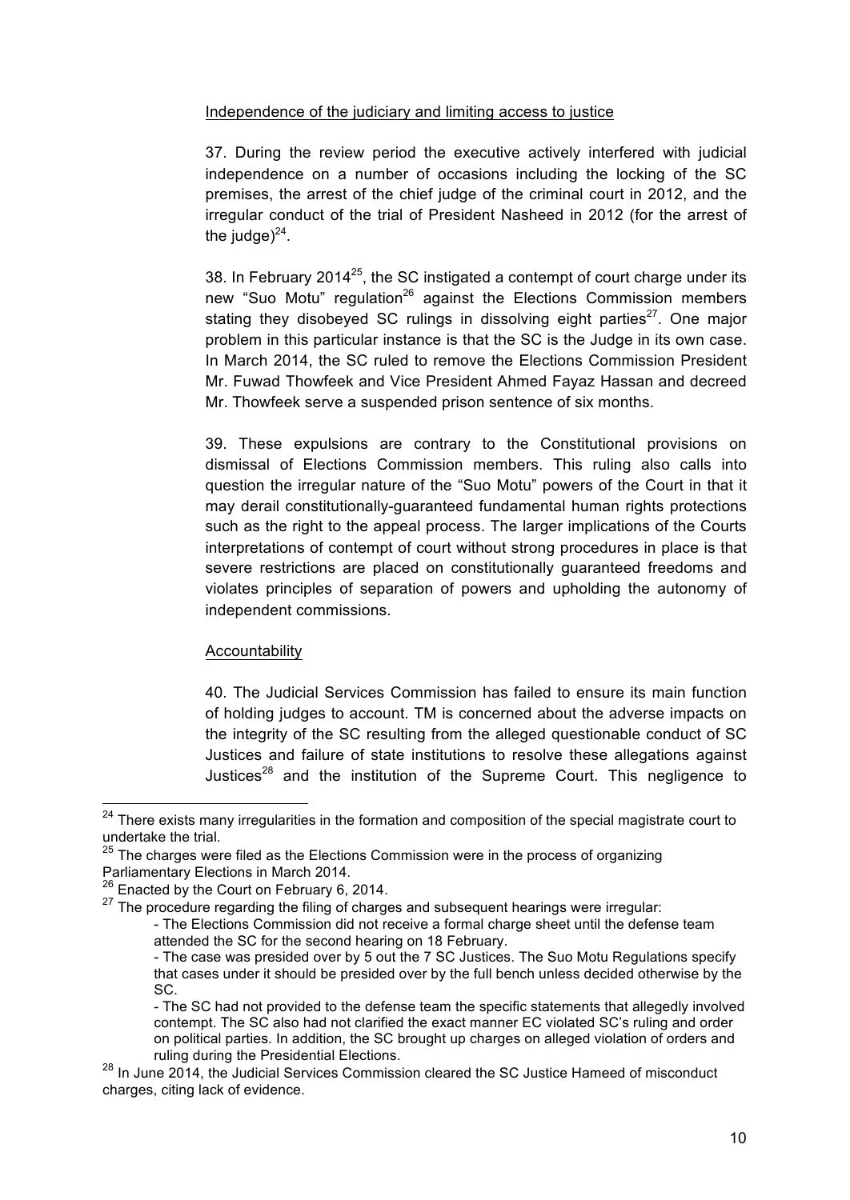Independence of the judiciary and limiting access to justice

37. During the review period the executive actively interfered with judicial independence on a number of occasions including the locking of the SC premises, the arrest of the chief judge of the criminal court in 2012, and the irregular conduct of the trial of President Nasheed in 2012 (for the arrest of the judge)[24].

38. In February 2014[25], the SC instigated a contempt of court charge under its new "Suo Motu" regulation[26] against the Elections Commission members stating they disobeyed SC rulings in dissolving eight parties[27]. One major problem in this particular instance is that the SC is the Judge in its own case. In March 2014, the SC ruled to remove the Elections Commission President Mr. Fuwad Thowfeek and Vice President Ahmed Fayaz Hassan and decreed Mr. Thowfeek serve a suspended prison sentence of six months.

39. These expulsions are contrary to the Constitutional provisions on dismissal of Elections Commission members. This ruling also calls into question the irregular nature of the "Suo Motu" powers of the Court in that it may derail constitutionally-guaranteed fundamental human rights protections such as the right to the appeal process. The larger implications of the Courts interpretations of contempt of court without strong procedures in place is that severe restrictions are placed on constitutionally guaranteed freedoms and violates principles of separation of powers and upholding the autonomy of independent commissions.

Accountability

40. The Judicial Services Commission has failed to ensure its main function of holding judges to account. TM is concerned about the adverse impacts on the integrity of the SC resulting from the alleged questionable conduct of SC Justices and failure of state institutions to resolve these allegations against Justices[28] and the institution of the Supreme Court. This negligence to

---

[24] There exists many irregularities in the formation and composition of the special magistrate court to undertake the trial.

[25] The charges were filed as the Elections Commission were in the process of organizing Parliamentary Elections in March 2014.

[26] Enacted by the Court on February 6, 2014.

[27] The procedure regarding the filing of charges and subsequent hearings were irregular:

- The Elections Commission did not receive a formal charge sheet until the defense team attended the SC for the second hearing on 18 February.
- The case was presided over by 5 out the 7 SC Justices. The Suo Motu Regulations specify that cases under it should be presided over by the full bench unless decided otherwise by the SC.
- The SC had not provided to the defense team the specific statements that allegedly involved contempt. The SC also had not clarified the exact manner EC violated SC's ruling and order on political parties. In addition, the SC brought up charges on alleged violation of orders and ruling during the Presidential Elections.

[28] In June 2014, the Judicial Services Commission cleared the SC Justice Hameed of misconduct charges, citing lack of evidence.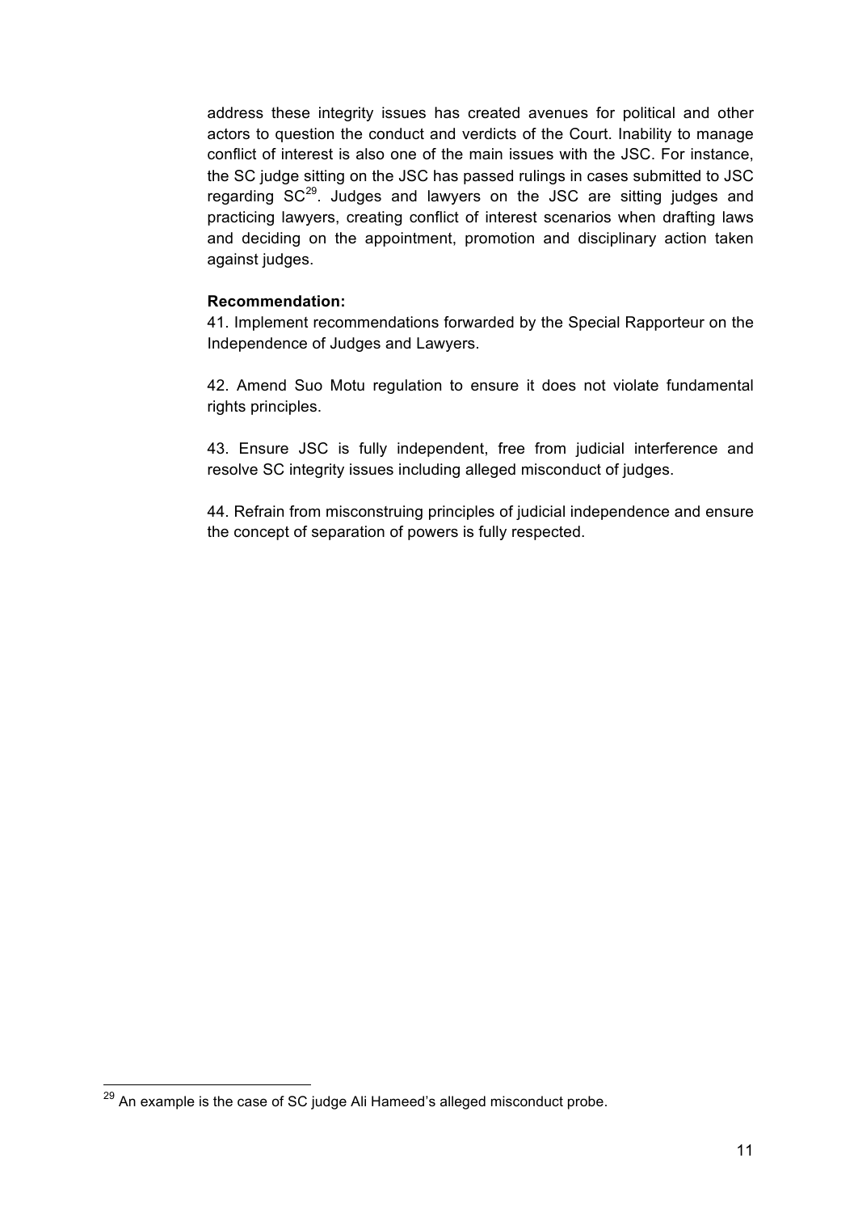address these integrity issues has created avenues for political and other actors to question the conduct and verdicts of the Court. Inability to manage conflict of interest is also one of the main issues with the JSC. For instance, the SC judge sitting on the JSC has passed rulings in cases submitted to JSC regarding SC[29]. Judges and lawyers on the JSC are sitting judges and practicing lawyers, creating conflict of interest scenarios when drafting laws and deciding on the appointment, promotion and disciplinary action taken against judges.

**Recommendation:**

41. Implement recommendations forwarded by the Special Rapporteur on the Independence of Judges and Lawyers.

42. Amend Suo Motu regulation to ensure it does not violate fundamental rights principles.

43. Ensure JSC is fully independent, free from judicial interference and resolve SC integrity issues including alleged misconduct of judges.

44. Refrain from misconstruing principles of judicial independence and ensure the concept of separation of powers is fully respected.

---

[29] An example is the case of SC judge Ali Hameed's alleged misconduct probe.